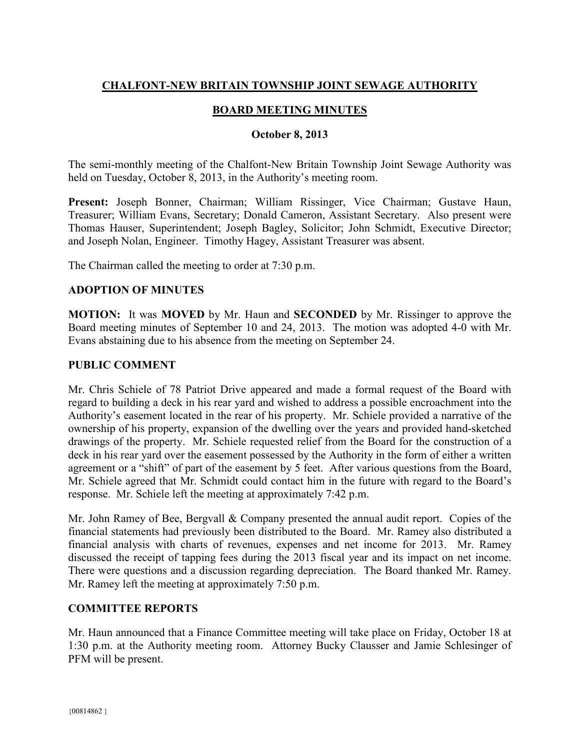# CHALFONT-NEW BRITAIN TOWNSHIP JOINT SEWAGE AUTHORITY

## BOARD MEETING MINUTES

### October 8, 2013

The semi-monthly meeting of the Chalfont-New Britain Township Joint Sewage Authority was held on Tuesday, October 8, 2013, in the Authority's meeting room.

**Present:** Joseph Bonner, Chairman; William Rissinger, Vice Chairman; Gustave Haun, Treasurer; William Evans, Secretary; Donald Cameron, Assistant Secretary. Also present were Thomas Hauser, Superintendent; Joseph Bagley, Solicitor; John Schmidt, Executive Director; and Joseph Nolan, Engineer. Timothy Hagey, Assistant Treasurer was absent.

The Chairman called the meeting to order at 7:30 p.m.

**ADOPTION OF MINUTES**

**MOTION:** It was **MOVED** by Mr. Haun and **SECONDED** by Mr. Rissinger to approve the Board meeting minutes of September 10 and 24, 2013. The motion was adopted 4-0 with Mr. Evans abstaining due to his absence from the meeting on September 24.

**PUBLIC COMMENT**

Mr. Chris Schiele of 78 Patriot Drive appeared and made a formal request of the Board with regard to building a deck in his rear yard and wished to address a possible encroachment into the Authority's easement located in the rear of his property. Mr. Schiele provided a narrative of the ownership of his property, expansion of the dwelling over the years and provided hand-sketched drawings of the property. Mr. Schiele requested relief from the Board for the construction of a deck in his rear yard over the easement possessed by the Authority in the form of either a written agreement or a "shift" of part of the easement by 5 feet. After various questions from the Board, Mr. Schiele agreed that Mr. Schmidt could contact him in the future with regard to the Board's response. Mr. Schiele left the meeting at approximately 7:42 p.m.

Mr. John Ramey of Bee, Bergvall & Company presented the annual audit report. Copies of the financial statements had previously been distributed to the Board. Mr. Ramey also distributed a financial analysis with charts of revenues, expenses and net income for 2013. Mr. Ramey discussed the receipt of tapping fees during the 2013 fiscal year and its impact on net income. There were questions and a discussion regarding depreciation. The Board thanked Mr. Ramey. Mr. Ramey left the meeting at approximately 7:50 p.m.

**COMMITTEE REPORTS**

Mr. Haun announced that a Finance Committee meeting will take place on Friday, October 18 at 1:30 p.m. at the Authority meeting room. Attorney Bucky Clausser and Jamie Schlesinger of PFM will be present.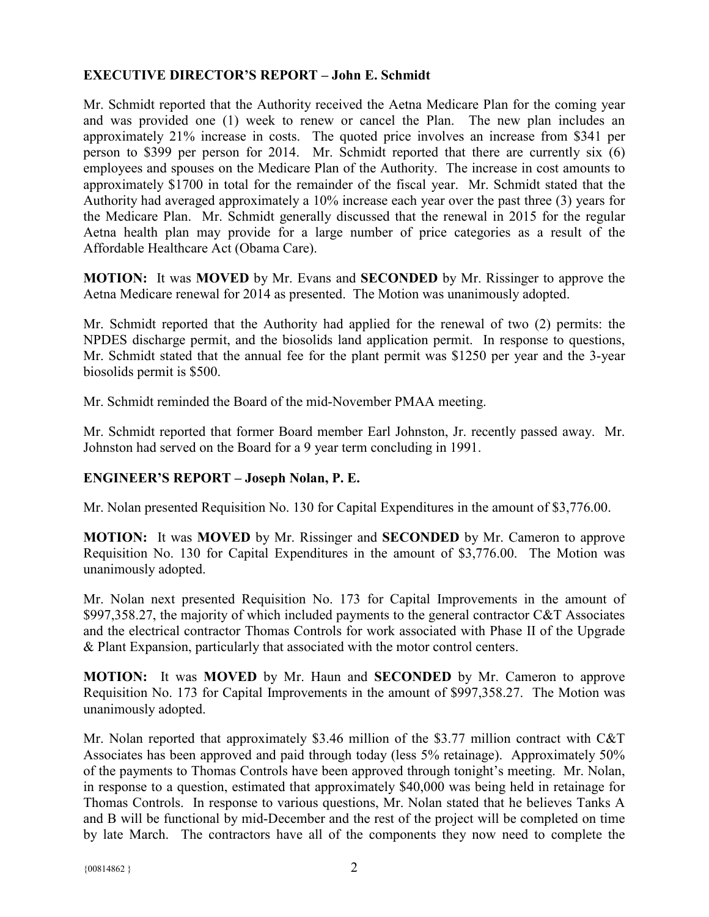## EXECUTIVE DIRECTOR'S REPORT – John E. Schmidt

Mr. Schmidt reported that the Authority received the Aetna Medicare Plan for the coming year and was provided one (1) week to renew or cancel the Plan. The new plan includes an approximately 21% increase in costs. The quoted price involves an increase from $341 per person to $399 per person for 2014. Mr. Schmidt reported that there are currently six (6) employees and spouses on the Medicare Plan of the Authority. The increase in cost amounts to approximately $1700 in total for the remainder of the fiscal year. Mr. Schmidt stated that the Authority had averaged approximately a 10% increase each year over the past three (3) years for the Medicare Plan. Mr. Schmidt generally discussed that the renewal in 2015 for the regular Aetna health plan may provide for a large number of price categories as a result of the Affordable Healthcare Act (Obama Care).

**MOTION:** It was **MOVED** by Mr. Evans and **SECONDED** by Mr. Rissinger to approve the Aetna Medicare renewal for 2014 as presented. The Motion was unanimously adopted.

Mr. Schmidt reported that the Authority had applied for the renewal of two (2) permits: the NPDES discharge permit, and the biosolids land application permit. In response to questions, Mr. Schmidt stated that the annual fee for the plant permit was $1250 per year and the 3-year biosolids permit is $500.

Mr. Schmidt reminded the Board of the mid-November PMAA meeting.

Mr. Schmidt reported that former Board member Earl Johnston, Jr. recently passed away. Mr. Johnston had served on the Board for a 9 year term concluding in 1991.

## ENGINEER'S REPORT – Joseph Nolan, P. E.

Mr. Nolan presented Requisition No. 130 for Capital Expenditures in the amount of $3,776.00.

**MOTION:** It was **MOVED** by Mr. Rissinger and **SECONDED** by Mr. Cameron to approve Requisition No. 130 for Capital Expenditures in the amount of $3,776.00. The Motion was unanimously adopted.

Mr. Nolan next presented Requisition No. 173 for Capital Improvements in the amount of $997,358.27, the majority of which included payments to the general contractor C&T Associates and the electrical contractor Thomas Controls for work associated with Phase II of the Upgrade & Plant Expansion, particularly that associated with the motor control centers.

**MOTION:** It was **MOVED** by Mr. Haun and **SECONDED** by Mr. Cameron to approve Requisition No. 173 for Capital Improvements in the amount of $997,358.27. The Motion was unanimously adopted.

Mr. Nolan reported that approximately $3.46 million of the $3.77 million contract with C&T Associates has been approved and paid through today (less 5% retainage). Approximately 50% of the payments to Thomas Controls have been approved through tonight's meeting. Mr. Nolan, in response to a question, estimated that approximately $40,000 was being held in retainage for Thomas Controls. In response to various questions, Mr. Nolan stated that he believes Tanks A and B will be functional by mid-December and the rest of the project will be completed on time by late March. The contractors have all of the components they now need to complete the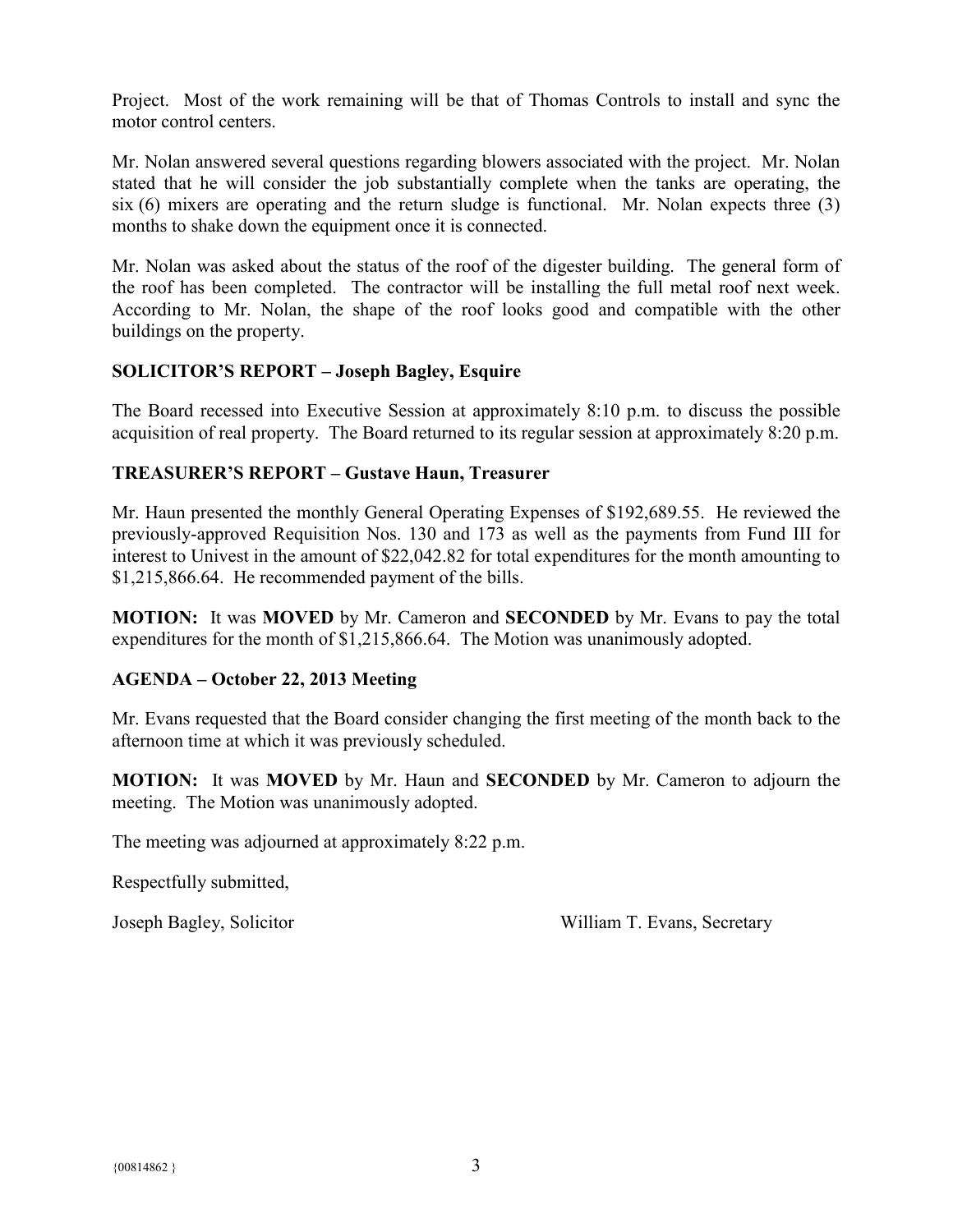Project. Most of the work remaining will be that of Thomas Controls to install and sync the motor control centers.

Mr. Nolan answered several questions regarding blowers associated with the project. Mr. Nolan stated that he will consider the job substantially complete when the tanks are operating, the six (6) mixers are operating and the return sludge is functional. Mr. Nolan expects three (3) months to shake down the equipment once it is connected.

Mr. Nolan was asked about the status of the roof of the digester building. The general form of the roof has been completed. The contractor will be installing the full metal roof next week. According to Mr. Nolan, the shape of the roof looks good and compatible with the other buildings on the property.

**SOLICITOR'S REPORT – Joseph Bagley, Esquire**

The Board recessed into Executive Session at approximately 8:10 p.m. to discuss the possible acquisition of real property. The Board returned to its regular session at approximately 8:20 p.m.

**TREASURER'S REPORT – Gustave Haun, Treasurer**

Mr. Haun presented the monthly General Operating Expenses of $192,689.55. He reviewed the previously-approved Requisition Nos. 130 and 173 as well as the payments from Fund III for interest to Univest in the amount of $22,042.82 for total expenditures for the month amounting to $1,215,866.64. He recommended payment of the bills.

**MOTION:** It was **MOVED** by Mr. Cameron and **SECONDED** by Mr. Evans to pay the total expenditures for the month of $1,215,866.64. The Motion was unanimously adopted.

**AGENDA – October 22, 2013 Meeting**

Mr. Evans requested that the Board consider changing the first meeting of the month back to the afternoon time at which it was previously scheduled.

**MOTION:** It was **MOVED** by Mr. Haun and **SECONDED** by Mr. Cameron to adjourn the meeting. The Motion was unanimously adopted.

The meeting was adjourned at approximately 8:22 p.m.

Respectfully submitted,

Joseph Bagley, Solicitor

William T. Evans, Secretary

{00814862 }